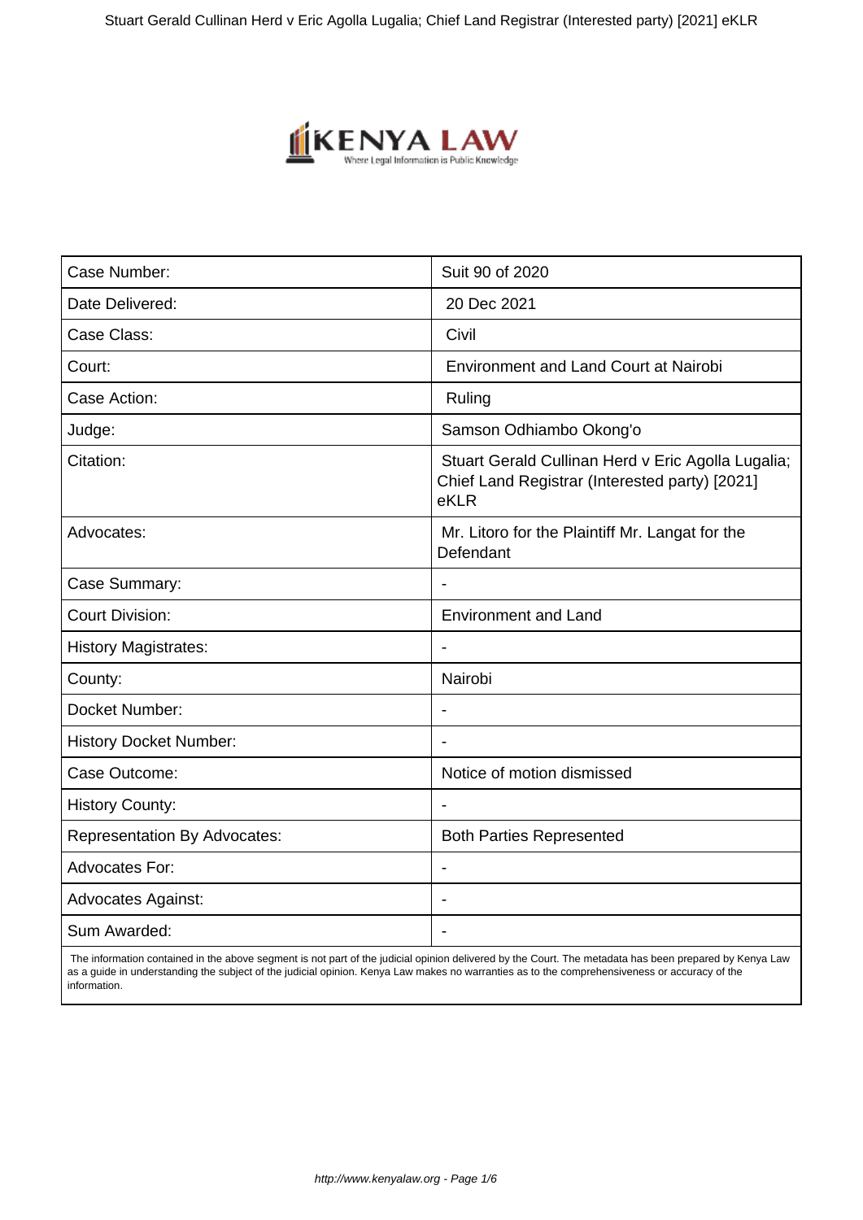| Case Number: | Suit 90 of 2020 |
|---|---|
| Date Delivered: | 20 Dec 2021 |
| Case Class: | Civil |
| Court: | Environment and Land Court at Nairobi |
| Case Action: | Ruling |
| Judge: | Samson Odhiambo Okong'o |
| Citation: | Stuart Gerald Cullinan Herd v Eric Agolla Lugalia; Chief Land Registrar (Interested party) [2021] eKLR |
| Advocates: | Mr. Litoro for the Plaintiff Mr. Langat for the Defendant |
| Case Summary: | - |
| Court Division: | Environment and Land |
| History Magistrates: | - |
| County: | Nairobi |
| Docket Number: | - |
| History Docket Number: | - |
| Case Outcome: | Notice of motion dismissed |
| History County: | - |
| Representation By Advocates: | Both Parties Represented |
| Advocates For: | - |
| Advocates Against: | - |
| Sum Awarded: | - |

The information contained in the above segment is not part of the judicial opinion delivered by the Court. The metadata has been prepared by Kenya Law as a guide in understanding the subject of the judicial opinion. Kenya Law makes no warranties as to the comprehensiveness or accuracy of the information.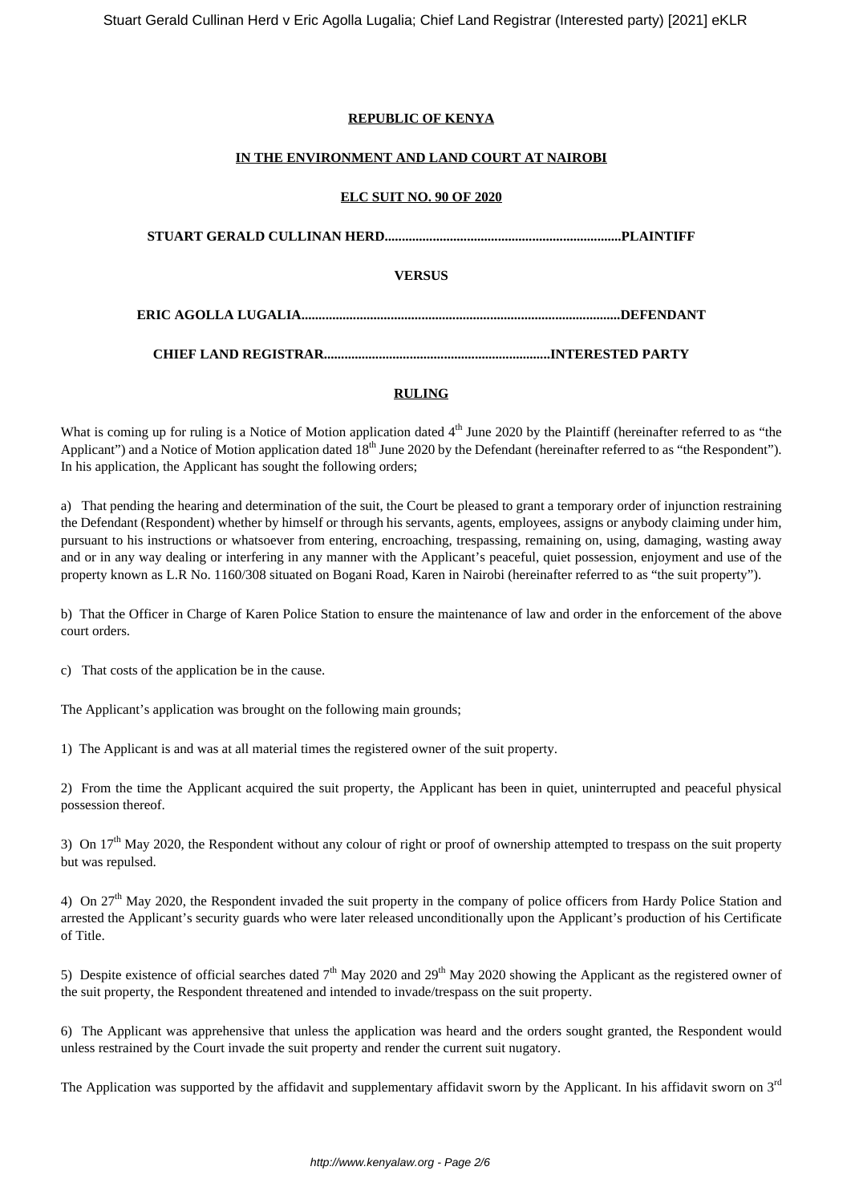**REPUBLIC OF KENYA**

**IN THE ENVIRONMENT AND LAND COURT AT NAIROBI**

**ELC SUIT NO. 90 OF 2020**

**STUART GERALD CULLINAN HERD....................................................................PLAINTIFF**

**VERSUS**

**ERIC AGOLLA LUGALIA............................................................................................DEFENDANT**

**CHIEF LAND REGISTRAR.................................................................INTERESTED PARTY**

**RULING**

What is coming up for ruling is a Notice of Motion application dated 4th June 2020 by the Plaintiff (hereinafter referred to as "the Applicant") and a Notice of Motion application dated 18th June 2020 by the Defendant (hereinafter referred to as "the Respondent"). In his application, the Applicant has sought the following orders;

a) That pending the hearing and determination of the suit, the Court be pleased to grant a temporary order of injunction restraining the Defendant (Respondent) whether by himself or through his servants, agents, employees, assigns or anybody claiming under him, pursuant to his instructions or whatsoever from entering, encroaching, trespassing, remaining on, using, damaging, wasting away and or in any way dealing or interfering in any manner with the Applicant's peaceful, quiet possession, enjoyment and use of the property known as L.R No. 1160/308 situated on Bogani Road, Karen in Nairobi (hereinafter referred to as "the suit property").

b) That the Officer in Charge of Karen Police Station to ensure the maintenance of law and order in the enforcement of the above court orders.

c) That costs of the application be in the cause.

The Applicant's application was brought on the following main grounds;

1) The Applicant is and was at all material times the registered owner of the suit property.

2) From the time the Applicant acquired the suit property, the Applicant has been in quiet, uninterrupted and peaceful physical possession thereof.

3) On 17th May 2020, the Respondent without any colour of right or proof of ownership attempted to trespass on the suit property but was repulsed.

4) On 27th May 2020, the Respondent invaded the suit property in the company of police officers from Hardy Police Station and arrested the Applicant's security guards who were later released unconditionally upon the Applicant's production of his Certificate of Title.

5) Despite existence of official searches dated 7th May 2020 and 29th May 2020 showing the Applicant as the registered owner of the suit property, the Respondent threatened and intended to invade/trespass on the suit property.

6) The Applicant was apprehensive that unless the application was heard and the orders sought granted, the Respondent would unless restrained by the Court invade the suit property and render the current suit nugatory.

The Application was supported by the affidavit and supplementary affidavit sworn by the Applicant. In his affidavit sworn on 3rd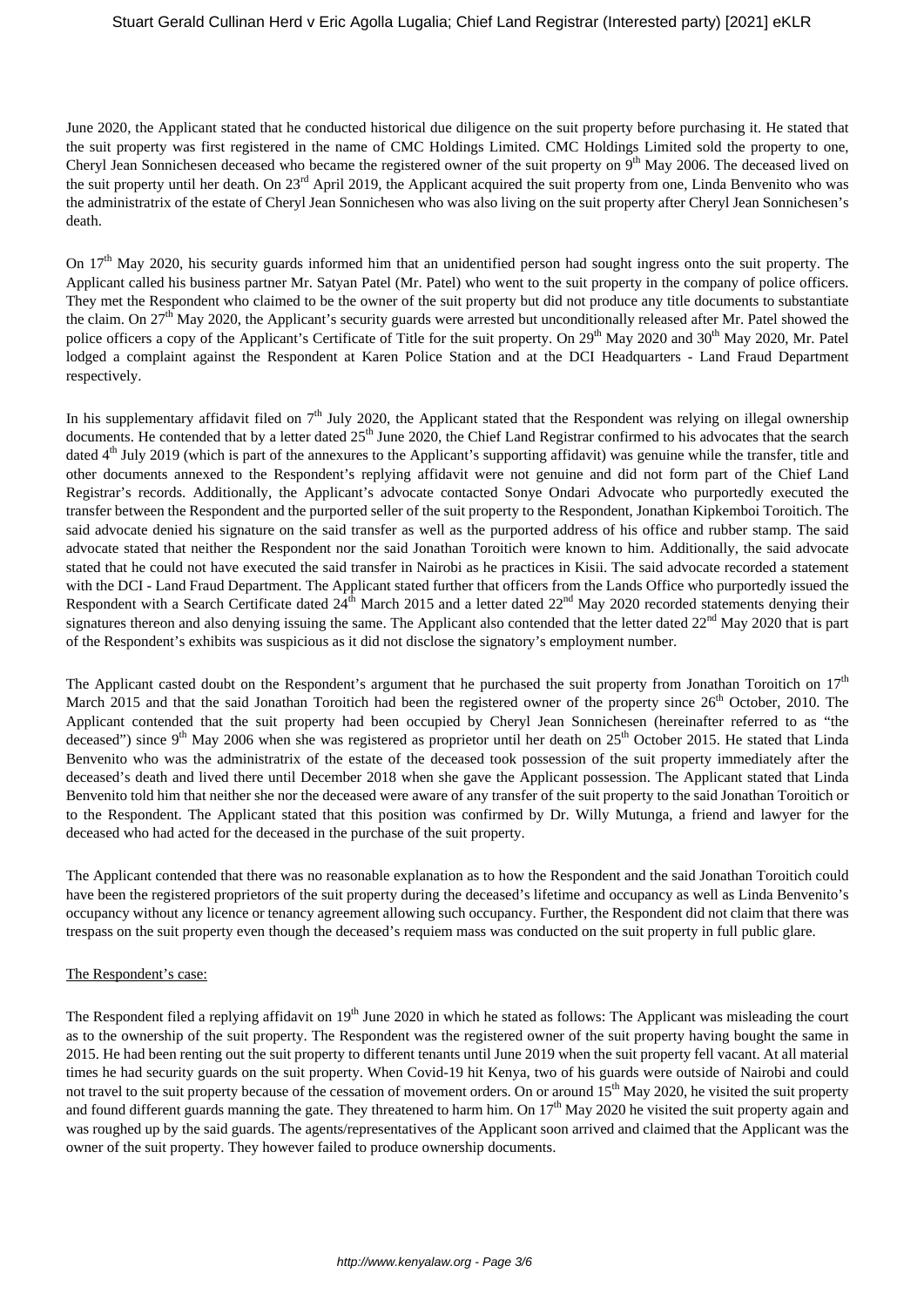June 2020, the Applicant stated that he conducted historical due diligence on the suit property before purchasing it. He stated that the suit property was first registered in the name of CMC Holdings Limited. CMC Holdings Limited sold the property to one, Cheryl Jean Sonnichesen deceased who became the registered owner of the suit property on 9th May 2006. The deceased lived on the suit property until her death. On 23rd April 2019, the Applicant acquired the suit property from one, Linda Benvenito who was the administratrix of the estate of Cheryl Jean Sonnichesen who was also living on the suit property after Cheryl Jean Sonnichesen's death.

On 17th May 2020, his security guards informed him that an unidentified person had sought ingress onto the suit property. The Applicant called his business partner Mr. Satyan Patel (Mr. Patel) who went to the suit property in the company of police officers. They met the Respondent who claimed to be the owner of the suit property but did not produce any title documents to substantiate the claim. On 27th May 2020, the Applicant's security guards were arrested but unconditionally released after Mr. Patel showed the police officers a copy of the Applicant's Certificate of Title for the suit property. On 29th May 2020 and 30th May 2020, Mr. Patel lodged a complaint against the Respondent at Karen Police Station and at the DCI Headquarters - Land Fraud Department respectively.

In his supplementary affidavit filed on 7th July 2020, the Applicant stated that the Respondent was relying on illegal ownership documents. He contended that by a letter dated 25th June 2020, the Chief Land Registrar confirmed to his advocates that the search dated 4th July 2019 (which is part of the annexures to the Applicant's supporting affidavit) was genuine while the transfer, title and other documents annexed to the Respondent's replying affidavit were not genuine and did not form part of the Chief Land Registrar's records. Additionally, the Applicant's advocate contacted Sonye Ondari Advocate who purportedly executed the transfer between the Respondent and the purported seller of the suit property to the Respondent, Jonathan Kipkemboi Toroitich. The said advocate denied his signature on the said transfer as well as the purported address of his office and rubber stamp. The said advocate stated that neither the Respondent nor the said Jonathan Toroitich were known to him. Additionally, the said advocate stated that he could not have executed the said transfer in Nairobi as he practices in Kisii. The said advocate recorded a statement with the DCI - Land Fraud Department. The Applicant stated further that officers from the Lands Office who purportedly issued the Respondent with a Search Certificate dated 24th March 2015 and a letter dated 22nd May 2020 recorded statements denying their signatures thereon and also denying issuing the same. The Applicant also contended that the letter dated 22nd May 2020 that is part of the Respondent's exhibits was suspicious as it did not disclose the signatory's employment number.

The Applicant casted doubt on the Respondent's argument that he purchased the suit property from Jonathan Toroitich on 17th March 2015 and that the said Jonathan Toroitich had been the registered owner of the property since 26th October, 2010. The Applicant contended that the suit property had been occupied by Cheryl Jean Sonnichesen (hereinafter referred to as "the deceased") since 9th May 2006 when she was registered as proprietor until her death on 25th October 2015. He stated that Linda Benvenito who was the administratrix of the estate of the deceased took possession of the suit property immediately after the deceased's death and lived there until December 2018 when she gave the Applicant possession. The Applicant stated that Linda Benvenito told him that neither she nor the deceased were aware of any transfer of the suit property to the said Jonathan Toroitich or to the Respondent. The Applicant stated that this position was confirmed by Dr. Willy Mutunga, a friend and lawyer for the deceased who had acted for the deceased in the purchase of the suit property.

The Applicant contended that there was no reasonable explanation as to how the Respondent and the said Jonathan Toroitich could have been the registered proprietors of the suit property during the deceased's lifetime and occupancy as well as Linda Benvenito's occupancy without any licence or tenancy agreement allowing such occupancy. Further, the Respondent did not claim that there was trespass on the suit property even though the deceased's requiem mass was conducted on the suit property in full public glare.

The Respondent's case:

The Respondent filed a replying affidavit on 19th June 2020 in which he stated as follows: The Applicant was misleading the court as to the ownership of the suit property. The Respondent was the registered owner of the suit property having bought the same in 2015. He had been renting out the suit property to different tenants until June 2019 when the suit property fell vacant. At all material times he had security guards on the suit property. When Covid-19 hit Kenya, two of his guards were outside of Nairobi and could not travel to the suit property because of the cessation of movement orders. On or around 15th May 2020, he visited the suit property and found different guards manning the gate. They threatened to harm him. On 17th May 2020 he visited the suit property again and was roughed up by the said guards. The agents/representatives of the Applicant soon arrived and claimed that the Applicant was the owner of the suit property. They however failed to produce ownership documents.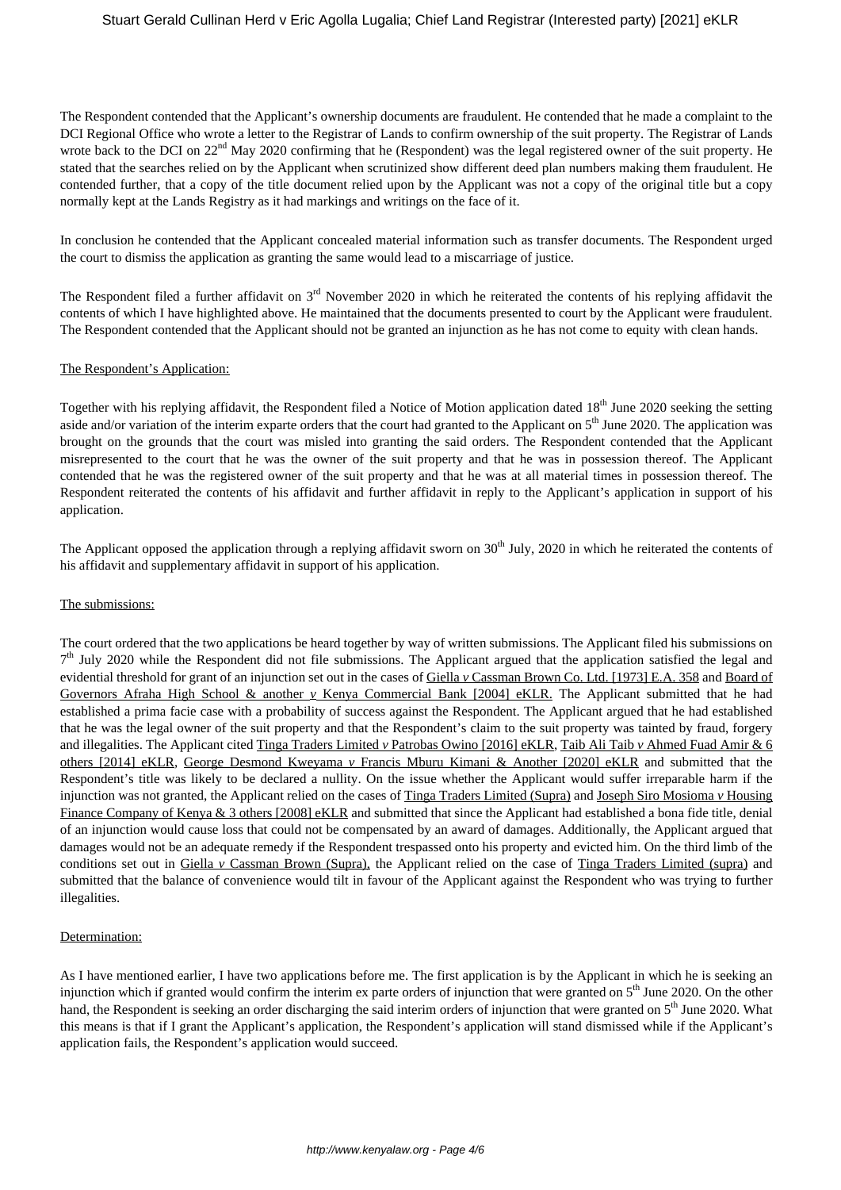The Respondent contended that the Applicant's ownership documents are fraudulent. He contended that he made a complaint to the DCI Regional Office who wrote a letter to the Registrar of Lands to confirm ownership of the suit property. The Registrar of Lands wrote back to the DCI on 22nd May 2020 confirming that he (Respondent) was the legal registered owner of the suit property. He stated that the searches relied on by the Applicant when scrutinized show different deed plan numbers making them fraudulent. He contended further, that a copy of the title document relied upon by the Applicant was not a copy of the original title but a copy normally kept at the Lands Registry as it had markings and writings on the face of it.

In conclusion he contended that the Applicant concealed material information such as transfer documents. The Respondent urged the court to dismiss the application as granting the same would lead to a miscarriage of justice.

The Respondent filed a further affidavit on 3rd November 2020 in which he reiterated the contents of his replying affidavit the contents of which I have highlighted above. He maintained that the documents presented to court by the Applicant were fraudulent. The Respondent contended that the Applicant should not be granted an injunction as he has not come to equity with clean hands.

<u>The Respondent's Application:</u>

Together with his replying affidavit, the Respondent filed a Notice of Motion application dated 18th June 2020 seeking the setting aside and/or variation of the interim exparte orders that the court had granted to the Applicant on 5th June 2020. The application was brought on the grounds that the court was misled into granting the said orders. The Respondent contended that the Applicant misrepresented to the court that he was the owner of the suit property and that he was in possession thereof. The Applicant contended that he was the registered owner of the suit property and that he was at all material times in possession thereof. The Respondent reiterated the contents of his affidavit and further affidavit in reply to the Applicant's application in support of his application.

The Applicant opposed the application through a replying affidavit sworn on 30th July, 2020 in which he reiterated the contents of his affidavit and supplementary affidavit in support of his application.

<u>The submissions:</u>

The court ordered that the two applications be heard together by way of written submissions. The Applicant filed his submissions on 7th July 2020 while the Respondent did not file submissions. The Applicant argued that the application satisfied the legal and evidential threshold for grant of an injunction set out in the cases of <u>Giella *v* Cassman Brown Co. Ltd. [1973] E.A. 358</u> and <u>Board of Governors Afraha High School & another *v* Kenya Commercial Bank [2004] eKLR.</u> The Applicant submitted that he had established a prima facie case with a probability of success against the Respondent. The Applicant argued that he had established that he was the legal owner of the suit property and that the Respondent's claim to the suit property was tainted by fraud, forgery and illegalities. The Applicant cited <u>Tinga Traders Limited *v* Patrobas Owino [2016] eKLR</u>, <u>Taib Ali Taib *v* Ahmed Fuad Amir & 6 others [2014] eKLR</u>, <u>George Desmond Kweyama *v* Francis Mburu Kimani & Another [2020] eKLR</u> and submitted that the Respondent's title was likely to be declared a nullity. On the issue whether the Applicant would suffer irreparable harm if the injunction was not granted, the Applicant relied on the cases of <u>Tinga Traders Limited (Supra)</u> and <u>Joseph Siro Mosioma *v* Housing Finance Company of Kenya & 3 others [2008] eKLR</u> and submitted that since the Applicant had established a bona fide title, denial of an injunction would cause loss that could not be compensated by an award of damages. Additionally, the Applicant argued that damages would not be an adequate remedy if the Respondent trespassed onto his property and evicted him. On the third limb of the conditions set out in <u>Giella *v* Cassman Brown (Supra),</u> the Applicant relied on the case of <u>Tinga Traders Limited (supra)</u> and submitted that the balance of convenience would tilt in favour of the Applicant against the Respondent who was trying to further illegalities.

<u>Determination:</u>

As I have mentioned earlier, I have two applications before me. The first application is by the Applicant in which he is seeking an injunction which if granted would confirm the interim ex parte orders of injunction that were granted on 5th June 2020. On the other hand, the Respondent is seeking an order discharging the said interim orders of injunction that were granted on 5th June 2020. What this means is that if I grant the Applicant's application, the Respondent's application will stand dismissed while if the Applicant's application fails, the Respondent's application would succeed.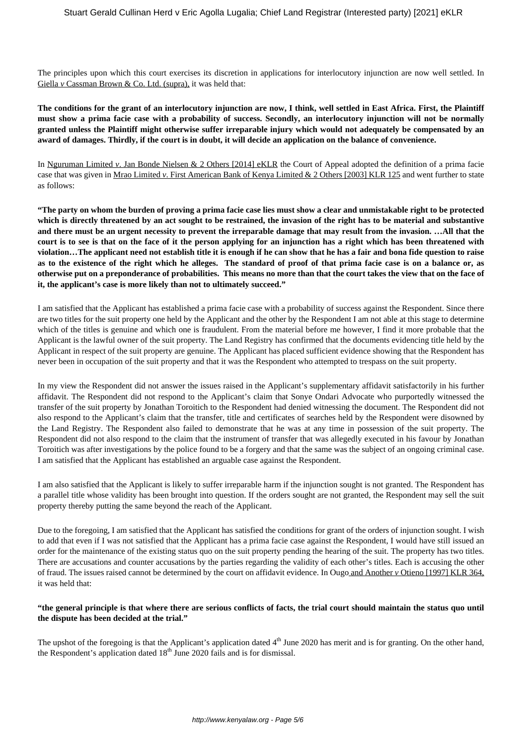The principles upon which this court exercises its discretion in applications for interlocutory injunction are now well settled. In Giella *v* Cassman Brown & Co. Ltd. (supra), it was held that:

**The conditions for the grant of an interlocutory injunction are now, I think, well settled in East Africa. First, the Plaintiff must show a prima facie case with a probability of success. Secondly, an interlocutory injunction will not be normally granted unless the Plaintiff might otherwise suffer irreparable injury which would not adequately be compensated by an award of damages. Thirdly, if the court is in doubt, it will decide an application on the balance of convenience.**

In Nguruman Limited *v*. Jan Bonde Nielsen & 2 Others [2014] eKLR the Court of Appeal adopted the definition of a prima facie case that was given in Mrao Limited *v*. First American Bank of Kenya Limited & 2 Others [2003] KLR 125 and went further to state as follows:

**"The party on whom the burden of proving a prima facie case lies must show a clear and unmistakable right to be protected which is directly threatened by an act sought to be restrained, the invasion of the right has to be material and substantive and there must be an urgent necessity to prevent the irreparable damage that may result from the invasion. …All that the court is to see is that on the face of it the person applying for an injunction has a right which has been threatened with violation…The applicant need not establish title it is enough if he can show that he has a fair and bona fide question to raise as to the existence of the right which he alleges. The standard of proof of that prima facie case is on a balance or, as otherwise put on a preponderance of probabilities. This means no more than that the court takes the view that on the face of it, the applicant's case is more likely than not to ultimately succeed."**

I am satisfied that the Applicant has established a prima facie case with a probability of success against the Respondent. Since there are two titles for the suit property one held by the Applicant and the other by the Respondent I am not able at this stage to determine which of the titles is genuine and which one is fraudulent. From the material before me however, I find it more probable that the Applicant is the lawful owner of the suit property. The Land Registry has confirmed that the documents evidencing title held by the Applicant in respect of the suit property are genuine. The Applicant has placed sufficient evidence showing that the Respondent has never been in occupation of the suit property and that it was the Respondent who attempted to trespass on the suit property.

In my view the Respondent did not answer the issues raised in the Applicant's supplementary affidavit satisfactorily in his further affidavit. The Respondent did not respond to the Applicant's claim that Sonye Ondari Advocate who purportedly witnessed the transfer of the suit property by Jonathan Toroitich to the Respondent had denied witnessing the document. The Respondent did not also respond to the Applicant's claim that the transfer, title and certificates of searches held by the Respondent were disowned by the Land Registry. The Respondent also failed to demonstrate that he was at any time in possession of the suit property. The Respondent did not also respond to the claim that the instrument of transfer that was allegedly executed in his favour by Jonathan Toroitich was after investigations by the police found to be a forgery and that the same was the subject of an ongoing criminal case. I am satisfied that the Applicant has established an arguable case against the Respondent.

I am also satisfied that the Applicant is likely to suffer irreparable harm if the injunction sought is not granted. The Respondent has a parallel title whose validity has been brought into question. If the orders sought are not granted, the Respondent may sell the suit property thereby putting the same beyond the reach of the Applicant.

Due to the foregoing, I am satisfied that the Applicant has satisfied the conditions for grant of the orders of injunction sought. I wish to add that even if I was not satisfied that the Applicant has a prima facie case against the Respondent, I would have still issued an order for the maintenance of the existing status quo on the suit property pending the hearing of the suit. The property has two titles. There are accusations and counter accusations by the parties regarding the validity of each other's titles. Each is accusing the other of fraud. The issues raised cannot be determined by the court on affidavit evidence. In Ougo and Another *v* Otieno [1997] KLR 364, it was held that:

**"the general principle is that where there are serious conflicts of facts, the trial court should maintain the status quo until the dispute has been decided at the trial."**

The upshot of the foregoing is that the Applicant's application dated 4th June 2020 has merit and is for granting. On the other hand, the Respondent's application dated 18th June 2020 fails and is for dismissal.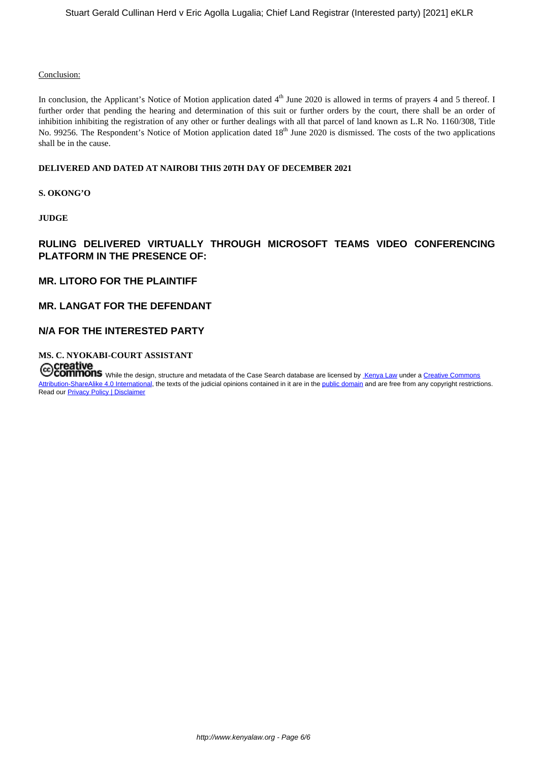Conclusion:

In conclusion, the Applicant's Notice of Motion application dated 4th June 2020 is allowed in terms of prayers 4 and 5 thereof. I further order that pending the hearing and determination of this suit or further orders by the court, there shall be an order of inhibition inhibiting the registration of any other or further dealings with all that parcel of land known as L.R No. 1160/308, Title No. 99256. The Respondent's Notice of Motion application dated 18th June 2020 is dismissed. The costs of the two applications shall be in the cause.

**DELIVERED AND DATED AT NAIROBI THIS 20TH DAY OF DECEMBER 2021**

**S. OKONG'O**

**JUDGE**

**RULING DELIVERED VIRTUALLY THROUGH MICROSOFT TEAMS VIDEO CONFERENCING PLATFORM IN THE PRESENCE OF:**

**MR. LITORO FOR THE PLAINTIFF**

**MR. LANGAT FOR THE DEFENDANT**

**N/A FOR THE INTERESTED PARTY**

**MS. C. NYOKABI-COURT ASSISTANT**

While the design, structure and metadata of the Case Search database are licensed by Kenya Law under a Creative Commons Attribution-ShareAlike 4.0 International, the texts of the judicial opinions contained in it are in the public domain and are free from any copyright restrictions. Read our Privacy Policy | Disclaimer